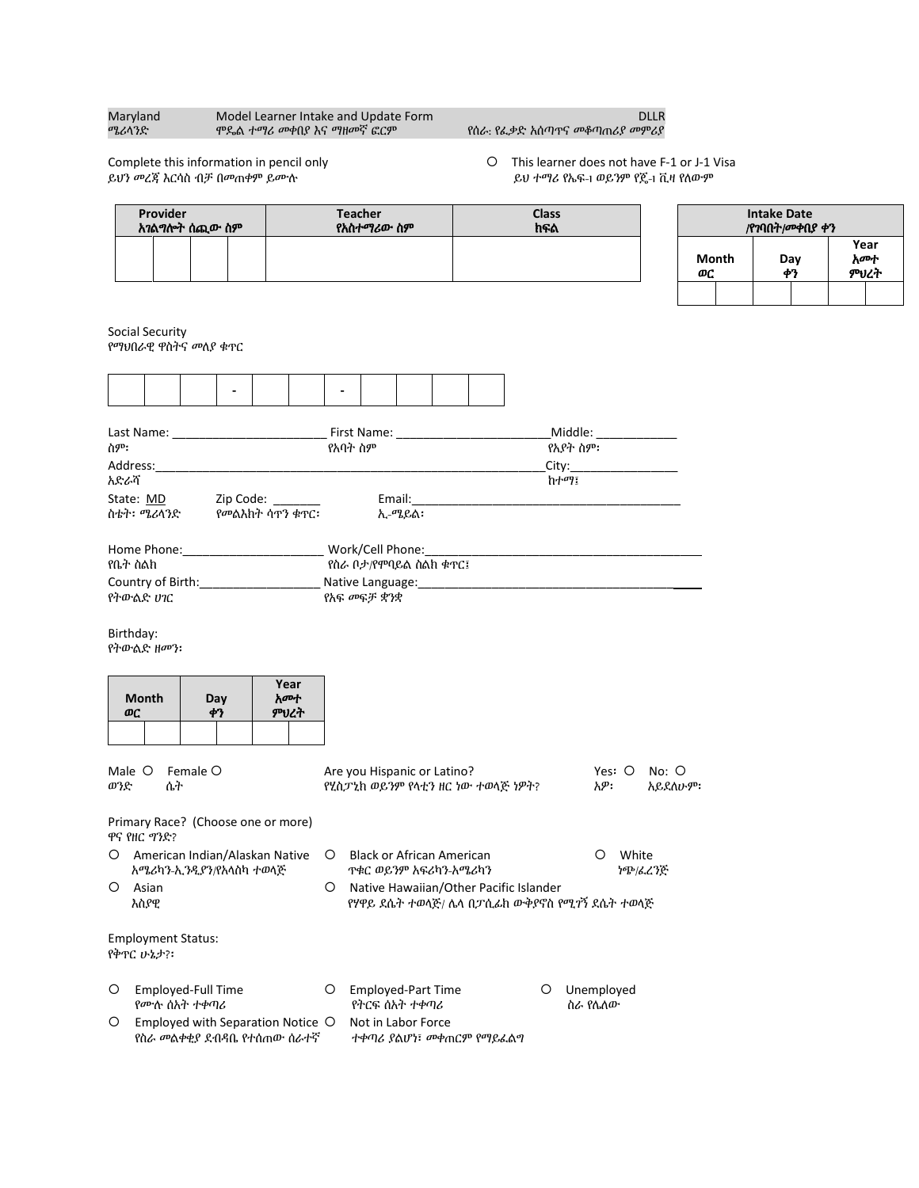| Maryland | Model Learner Intake and Update Form | DLLR |
| --- | --- | --- |
| ሜሪላንድ | ሞዴል ተማሪ መቀበያ እና ማዘመኛ ፎርም | የሰራ: የፈቃድ አሰጣጥና መቆጣጠሪያ መምሪያ |

Complete this information in pencil only
ይህን መረጃ እርሳስ ብቻ በመጠቀም ይሙሉ

○ This learner does not have F-1 or J-1 Visa
ይህ ተማሪ የኤፍ-1 ወይንም የጄ-1 ቪዛ የለውም

| Provider<br>አገልግሎት ሰጪው ስም | | | | Teacher<br>የአስተማሪው ስም | Class<br>ክፍል |
| --- | --- | --- | --- | --- | --- |
| | | | | | |

| Intake Date<br>/የገባበት/መቀበያ ቀን | | | | | |
| --- | --- | --- | --- | --- | --- |
| Month<br>ወር | | Day<br>ቀን | | Year<br>አመት<br>ምህረት | |
| | | | | | |

Social Security
የማህበራዊ ዋስትና መለያ ቀጥር

| | | | - | | | - | | | | |
| --- | --- | --- | --- | --- | --- | --- | --- | --- | --- | --- |

Last Name: ______________________ First Name: ______________________ Middle: ____________
ስም፡ የአባት ስም የአያት ስም፡

Address:________________________________________________________ City:________________
አድራሻ ከተማ፤

State: MD Zip Code: _______ Email:_______________________________________
ስቴት፡ ሜሪላንድ የመልእክት ሳጥን ቁጥር፡ ኢ-ሜይል፡

Home Phone:_____________________ Work/Cell Phone:__________________________________________
የቤት ስልክ የስራ ቦታ/የሞባይል ስልክ ቁጥር፤

Country of Birth:_________________ Native Language:______________________________________
የትውልድ ሀገር የአፍ መፍቻ ቋንቋ

Birthday:
የትውልድ ዘመን፡

| Month<br>ወር | | Day<br>ቀን | | Year<br>አመት<br>ምህረት | |
| --- | --- | --- | --- | --- | --- |
| | | | | | |

Male ○ Female ○
ወንድ ሴት

Are you Hispanic or Latino? Yes: ○ No: ○
የሂስፓኒክ ወይንም የላቲን ዘር ነው ተወላጅ ነዎት? አዎ፡ አይደለሁም፡

Primary Race? (Choose one or more)
ዋና የዘር ግንድ?

- ○ American Indian/Alaskan Native
  አሜሪካን-ኢንዲያን/የአላስካ ተወላጅ
- ○ Black or African American
  ጥቁር ወይንም አፍሪካን-አሜሪካን
- ○ White
  ነጭ/ፈረንጅ
- ○ Asian
  እስያዊ
- ○ Native Hawaiian/Other Pacific Islander
  የሃዋይ ደሴት ተወላጅ/ ሌላ በፓሲፊክ ውቅያኖስ የሚገኝ ደሴት ተወላጅ

Employment Status:
የቅጥር ሁኔታ?፡

- ○ Employed-Full Time
  የሙሉ ሰአት ተቀጣሪ
- ○ Employed-Part Time
  የትርፍ ሰአት ተቀጣሪ
- ○ Unemployed
  ስራ የሌለው
- ○ Employed with Separation Notice
  የስራ መልቀቂያ ደብዳቤ የተሰጠው ሰራተኛ
- ○ Not in Labor Force
  ተቀጣሪ ያልሆነ፣ መቀጠርም የማይፈልግ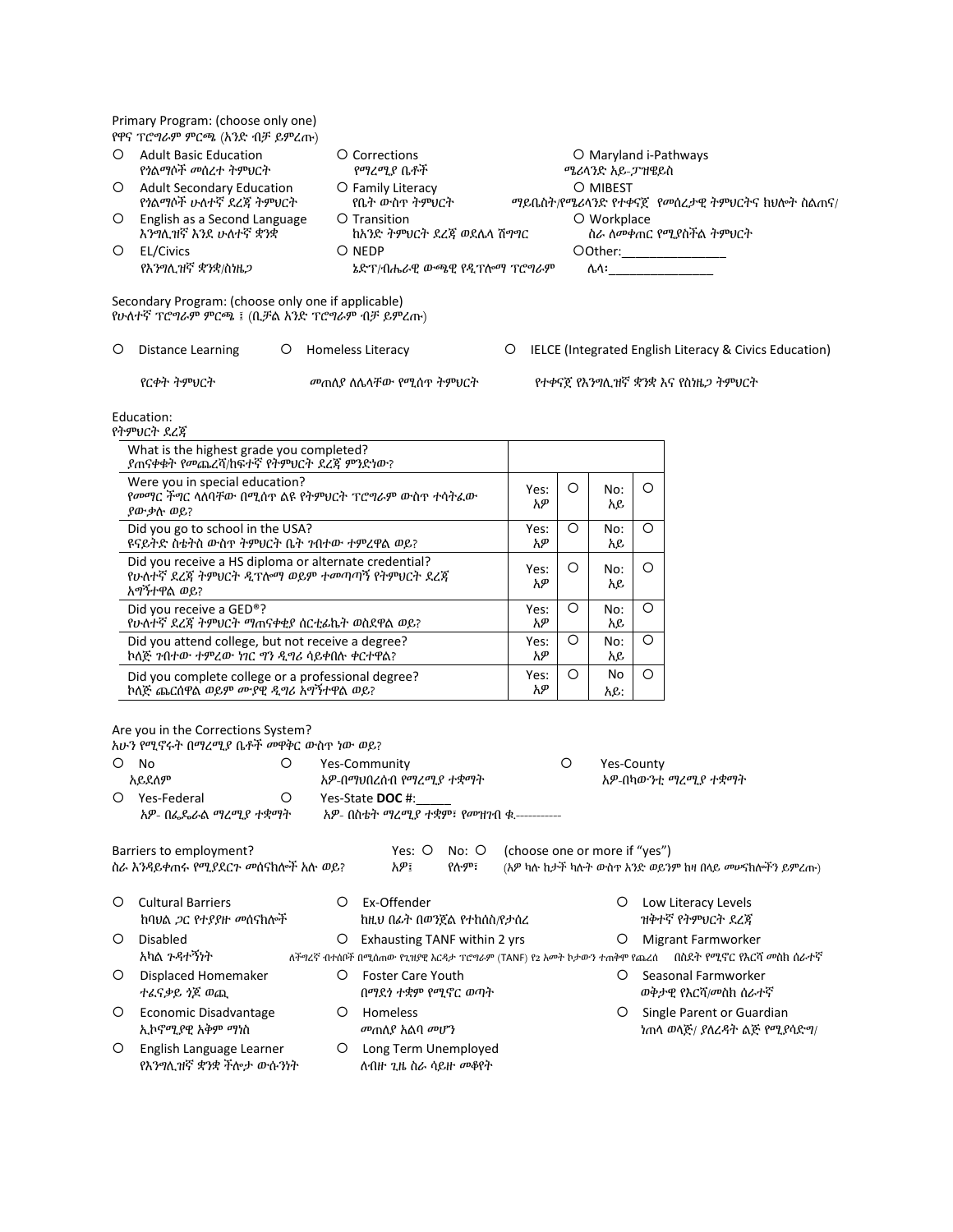Primary Program: (choose only one)
የዋና ፕሮግራም ምርጫ (አንድ ብቻ ይምረጡ)

- ○ Adult Basic Education
  የጎልማሶች መሰረተ ትምህርት
- ○ Adult Secondary Education
  የጎልማሶች ሁለተኛ ደረጃ ትምህርት
- ○ English as a Second Language
  እንግሊዝኛ እንደ ሁለተኛ ቋንቋ
- ○ EL/Civics
  የእንግሊዝኛ ቋንቋ/ስነዜጋ
- ○ Corrections
  የማረሚያ ቤቶች
- ○ Family Literacy
  የቤት ውስጥ ትምህርት
- ○ Transition
  ከአንድ ትምህርት ደረጃ ወደሌላ ሽግግር
- ○ NEDP
  ኔድፕ/ብሔራዊ ውጫዊ የዲፕሎማ ፕሮግራም
- ○ Maryland i-Pathways
  ሜሪላንድ አይ-ፓዝዌይስ
- ○ MIBEST
  ማይቤስት/የሜሪላንድ የተቀናጀ የመሰረታዊ ትምህርትና ክህሎት ስልጠና/
- ○ Workplace
  ስራ ለመቀጠር የሚያስችል ትምህርት
- ○ Other:_______________
  ሌላ:_______________

Secondary Program: (choose only one if applicable)
የሁለተኛ ፕሮግራም ምርጫ ፤ (ቢቻል አንድ ፕሮግራም ብቻ ይምረጡ)

- ○ Distance Learning
  የርቀት ትምህርት
- ○ Homeless Literacy
  መጠለያ ለሌላቸው የሚሰጥ ትምህርት
- ○ IELCE (Integrated English Literacy & Civics Education)
  የተቀናጀ የእንግሊዝኛ ቋንቋ እና የስነዜጋ ትምህርት

Education:
የትምህርት ደረጃ

| | | | | |
|---|---|---|---|---|
| What is the highest grade you completed?<br>ያጠናቀቁት የመጨረሻ/ከፍተኛ የትምህርት ደረጃ ምንድነው? | | | | |
| Were you in special education?<br>የመማር ችግር ላለባቸው በሚሰጥ ልዩ የትምህርት ፕሮግራም ውስጥ ተሳትፈው ያውቃሉ ወይ? | Yes:<br>አዎ | ○ | No:<br>አይ | ○ |
| Did you go to school in the USA?<br>ዩናይትድ ስቴትስ ውስጥ ትምህርት ቤት ገብተው ተምረዋል ወይ? | Yes:<br>አዎ | ○ | No:<br>አይ | ○ |
| Did you receive a HS diploma or alternate credential?<br>የሁለተኛ ደረጃ ትምህርት ዲፕሎማ ወይም ተመጣጣኝ የትምህርት ደረጃ አግኝተዋል ወይ? | Yes:<br>አዎ | ○ | No:<br>አይ | ○ |
| Did you receive a GED®?<br>የሁለተኛ ደረጃ ትምህርት ማጠናቀቂያ ሰርቲፊኬት ወስደዋል ወይ? | Yes:<br>አዎ | ○ | No:<br>አይ | ○ |
| Did you attend college, but not receive a degree?<br>ኮሌጅ ገብተው ተምረው ነገር ግን ዲግሪ ሳይቀበሉ ቀርተዋል? | Yes:<br>አዎ | ○ | No:<br>አይ | ○ |
| Did you complete college or a professional degree?<br>ኮሌጅ ጨርሰዋል ወይም ሙያዊ ዲግሪ አግኝተዋል ወይ? | Yes:<br>አዎ | ○ | No<br>አይ: | ○ |

Are you in the Corrections System?
አሁን የሚኖሩት በማረሚያ ቤቶች መዋቅር ውስጥ ነው ወይ?

- ○ No
  አይደለም
- ○ Yes-Community
  አዎ-በማህበረሰብ የማረሚያ ተቋማት
- ○ Yes-County
  አዎ-በካውንቲ ማረሚያ ተቋማት
- ○ Yes-Federal
  አዎ- በፌዴራል ማረሚያ ተቋማት
- ○ Yes-State **DOC** #:_____
  አዎ- በስቴት ማረሚያ ተቋም፣ የመዝገብ ቁ.-----------

Barriers to employment? Yes: ○ No: ○ (choose one or more if "yes")
ስራ እንዳይቀጠሩ የሚያደርጉ መሰናክሎች አሉ ወይ? አዎ፤ የሉም፤ (አዎ ካሉ ከታች ካሉት ውስጥ አንድ ወይንም ከዛ በላይ መሠናክሎችን ይምረጡ)

- ○ Cultural Barriers
  ከባህል ጋር የተያያዙ መሰናክሎች
- ○ Disabled
  አካል ጉዳተኝነት
- ○ Displaced Homemaker
  ተፈናቃይ ጎጆ ወጪ
- ○ Economic Disadvantage
  ኢኮኖሚያዊ አቅም ማነስ
- ○ English Language Learner
  የእንግሊዝኛ ቋንቋ ችሎታ ውሱንነት
- ○ Ex-Offender
  ከዚህ በፊት በወንጀል የተከሰሰ/የታሰረ
- ○ Exhausting TANF within 2 yrs
  ለችግረኛ ብተሰቦች በሚሰጠው የጊዜያዊ እርዳታ ፕሮግራም (TANF) የ2 አመት ኮታውን ተጠቅሞ የጨረሰ
- ○ Foster Care Youth
  በማደጎ ተቋም የሚኖር ወጣት
- ○ Homeless
  መጠለያ አልባ መሆን
- ○ Long Term Unemployed
  ለብዙ ጊዜ ስራ ሳይዙ መቆየት
- ○ Low Literacy Levels
  ዝቅተኛ የትምህርት ደረጃ
- ○ Migrant Farmworker
  በስደት የሚኖር የእርሻ መስክ ሰራተኛ
- ○ Seasonal Farmworker
  ወቅታዊ የእርሻ/መስክ ሰራተኛ
- ○ Single Parent or Guardian
  ነጠላ ወላጅ/ ያለረዳት ልጅ የሚያሳድግ/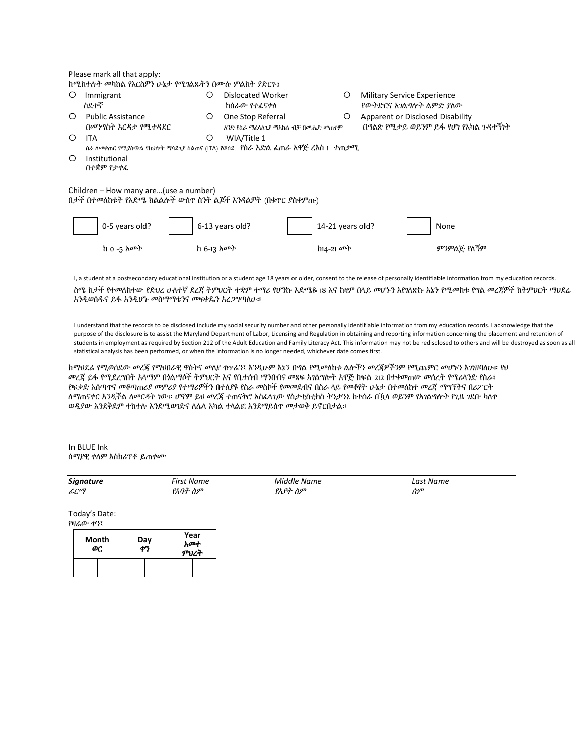Please mark all that apply:
ከሚከተሉት መካከል የእርስዎን ሁኔታ የሚገልጹትን በሙሉ ምልክት ያድርጉ፤

- O Immigrant
  ስደተኛ
- O Dislocated Worker
  ከስራው የተፈናቀለ
- O Military Service Experience
  የውትድርና አገልግሎት ልምድ ያለው
- O Public Assistance
  በመንግስት እርዳታ የሚተዳደር
- O One Stop Referral
  አንድ የስራ ማፈላለጊያ ማእከል ብቻ በመሔድ መጠቀም
- O Apparent or Disclosed Disability
  በግልጽ የሚታይ ወይንም ይፋ የሆነ የአካል ጉዳተኝነት
- O ITA
  ስራ ለመቀጠር የሚያስጭል የክህሎት ማሳደጊያ ስልጠና (ITA) የወሰደ
- O WIA/Title 1
  የስራ እድል ፈጠራ አዋጅ ረእስ 1 ተጠቃሚ
- O Institutional
  በተቋም የታቀፈ

Children – How many are…(use a number)
በታች በተመለከቱት የእድሜ ክልልሎች ውስጥ ስንት ልጆች እንዳልዎት (በቁጥር ያስቀምጡ)

| | | | | | | | |
|---|---|---|---|---|---|---|---|
| | 0-5 years old? | | 6-13 years old? | | 14-21 years old? | | None |
| | ከ 0 -5 አመት | | ከ 6-13 አመት | | ከ14-21 መት | | ምንምልጅ የለኝም |

I, a student at a postsecondary educational institution or a student age 18 years or older, consent to the release of personally identifiable information from my education records.

ስሜ ከታች የተመለከተው የድህረ ሁለተኛ ደረጃ ትምህርት ተቋም ተማሪ የሆንኩ እድሜዬ 18 እና ከዛም በላይ መሆኑን እየገለጽኩ እኔን የሚመከቱ የግል መረጃዎች ከትምህርት ማህደሬ እንዲወሰዱና ይፋ እንዲሆኑ መስማማቴንና መፍቀዴን አረጋግጣለሁ።

I understand that the records to be disclosed include my social security number and other personally identifiable information from my education records. I acknowledge that the purpose of the disclosure is to assist the Maryland Department of Labor, Licensing and Regulation in obtaining and reporting information concerning the placement and retention of students in employment as required by Section 212 of the Adult Education and Family Literacy Act. This information may not be redisclosed to others and will be destroyed as soon as all statistical analysis has been performed, or when the information is no longer needed, whichever date comes first.

ከማህደሬ የሚወሰደው መረጃ የማህበራዊ ዋስትና መለያ ቁጥሬን፤ እንዲሁም እኔን በግል የሚመለከቱ ልሎችን መረጃዎችንም የሚጨምር መሆኑን እገነዘባለሁ። የህ መረጃ ይፋ የሚደረግበት አላማም በጎልማሶች ትምህርት እና የቤተሰብ ማንበብና መጻፍ አገልግሎት አዋጅ ክፍል 212 በተቀመጠው መሰረት የሜሪላንድ የስራ፤ የፍቃድ አሰጣጥና መቆጣጠሪያ መምሪያ የተማሪዎችን በተለያዩ የስራ መስኮች የመመደብና በስራ ላይ የመቆየት ሁኔታ በተመለከተ መረጃ ማግኘትና በሪፖርት ለማጠናቀር እንዲችል ለመርዳት ነው። ሆኖም ይህ መረጃ ተጠናቅሮ አስፈላጊው የስታቲስቲክስ ትንታንኔ ከተሰራ በኋላ ወይንም የአገልግሎት የጊዜ ገደቡ ካለቀ ወዲያው እንደቀደም ተከተሉ እንደሚወገድና ለሌላ አካል ተላልፎ እንደማይሰጥ መታወቅ ይኖርበታል።

In BLUE Ink
ሰማያዊ ቀለም እስክሪፕቶ ይጠቀሙ

| ***Signature*** | *First Name* | *Middle Name* | *Last Name* |
|---|---|---|---|
| *ፊርማ* | *የአባት ስም* | *የአያት ስም* | *ስም* |

Today's Date:
የዛሬው ቀን፤

| **Month** **ወር** | | **Day** **ቀን** | | **Year** **አመት** **ምህረት** | |
|---|---|---|---|---|---|
| | | | | | |